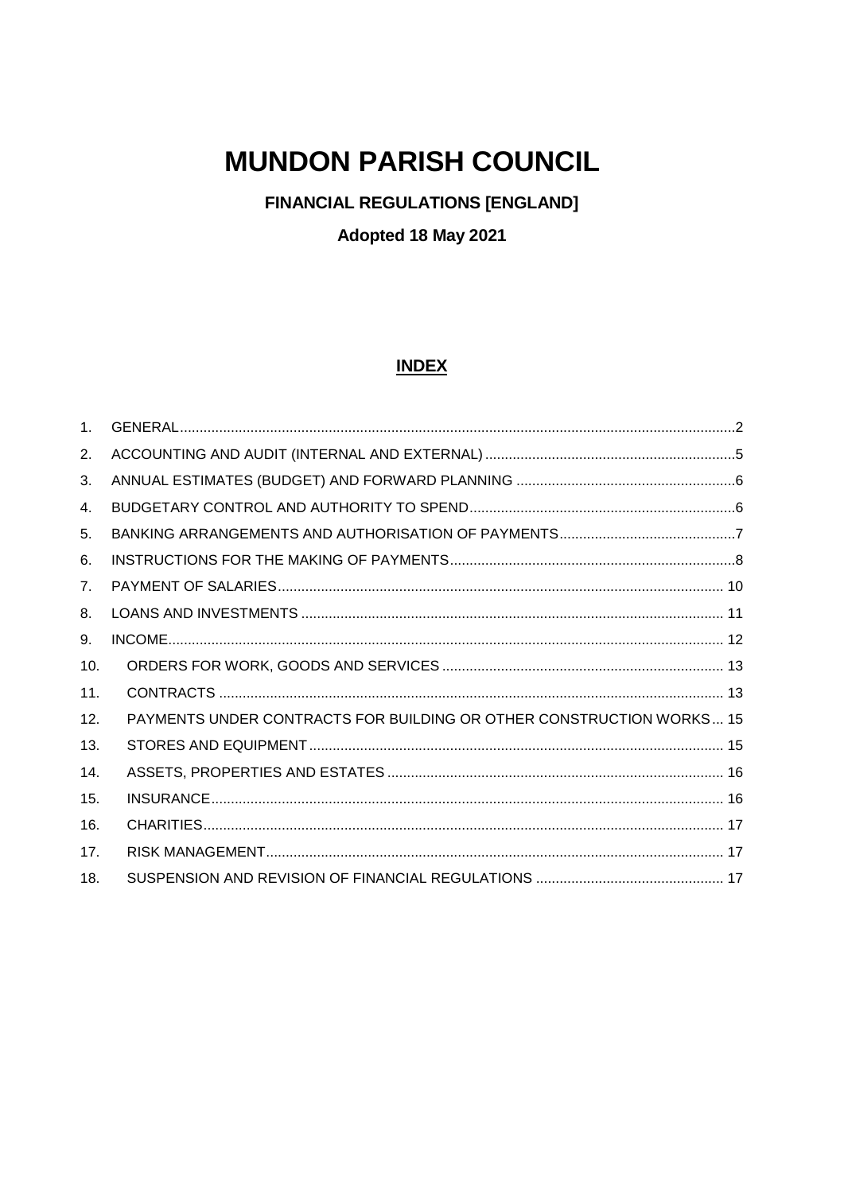# MUNDON PARISH COUNCIL

**FINANCIAL REGULATIONS [ENGLAND]**

**Adopted 18 May 2021**

## INDEX

1. GENERAL .......... 2
2. ACCOUNTING AND AUDIT (INTERNAL AND EXTERNAL) .......... 5
3. ANNUAL ESTIMATES (BUDGET) AND FORWARD PLANNING .......... 6
4. BUDGETARY CONTROL AND AUTHORITY TO SPEND .......... 6
5. BANKING ARRANGEMENTS AND AUTHORISATION OF PAYMENTS .......... 7
6. INSTRUCTIONS FOR THE MAKING OF PAYMENTS .......... 8
7. PAYMENT OF SALARIES .......... 10
8. LOANS AND INVESTMENTS .......... 11
9. INCOME .......... 12
10. ORDERS FOR WORK, GOODS AND SERVICES .......... 13
11. CONTRACTS .......... 13
12. PAYMENTS UNDER CONTRACTS FOR BUILDING OR OTHER CONSTRUCTION WORKS .......... 15
13. STORES AND EQUIPMENT .......... 15
14. ASSETS, PROPERTIES AND ESTATES .......... 16
15. INSURANCE .......... 16
16. CHARITIES .......... 17
17. RISK MANAGEMENT .......... 17
18. SUSPENSION AND REVISION OF FINANCIAL REGULATIONS .......... 17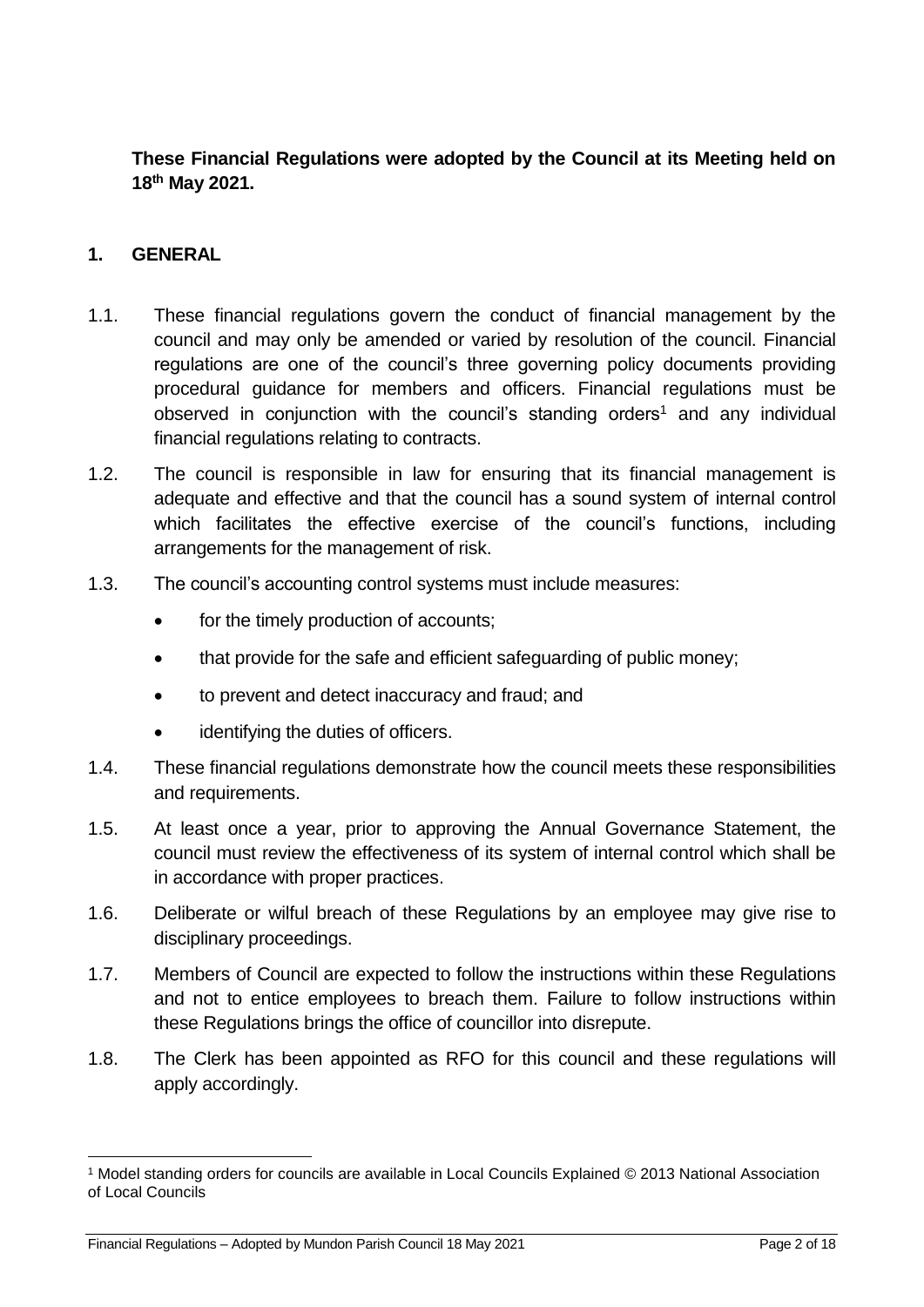**These Financial Regulations were adopted by the Council at its Meeting held on 18th May 2021.**

## 1. GENERAL

1.1. These financial regulations govern the conduct of financial management by the council and may only be amended or varied by resolution of the council. Financial regulations are one of the council's three governing policy documents providing procedural guidance for members and officers. Financial regulations must be observed in conjunction with the council's standing orders[1] and any individual financial regulations relating to contracts.

1.2. The council is responsible in law for ensuring that its financial management is adequate and effective and that the council has a sound system of internal control which facilitates the effective exercise of the council's functions, including arrangements for the management of risk.

1.3. The council's accounting control systems must include measures:

- for the timely production of accounts;
- that provide for the safe and efficient safeguarding of public money;
- to prevent and detect inaccuracy and fraud; and
- identifying the duties of officers.

1.4. These financial regulations demonstrate how the council meets these responsibilities and requirements.

1.5. At least once a year, prior to approving the Annual Governance Statement, the council must review the effectiveness of its system of internal control which shall be in accordance with proper practices.

1.6. Deliberate or wilful breach of these Regulations by an employee may give rise to disciplinary proceedings.

1.7. Members of Council are expected to follow the instructions within these Regulations and not to entice employees to breach them. Failure to follow instructions within these Regulations brings the office of councillor into disrepute.

1.8. The Clerk has been appointed as RFO for this council and these regulations will apply accordingly.

---

[1] Model standing orders for councils are available in Local Councils Explained © 2013 National Association of Local Councils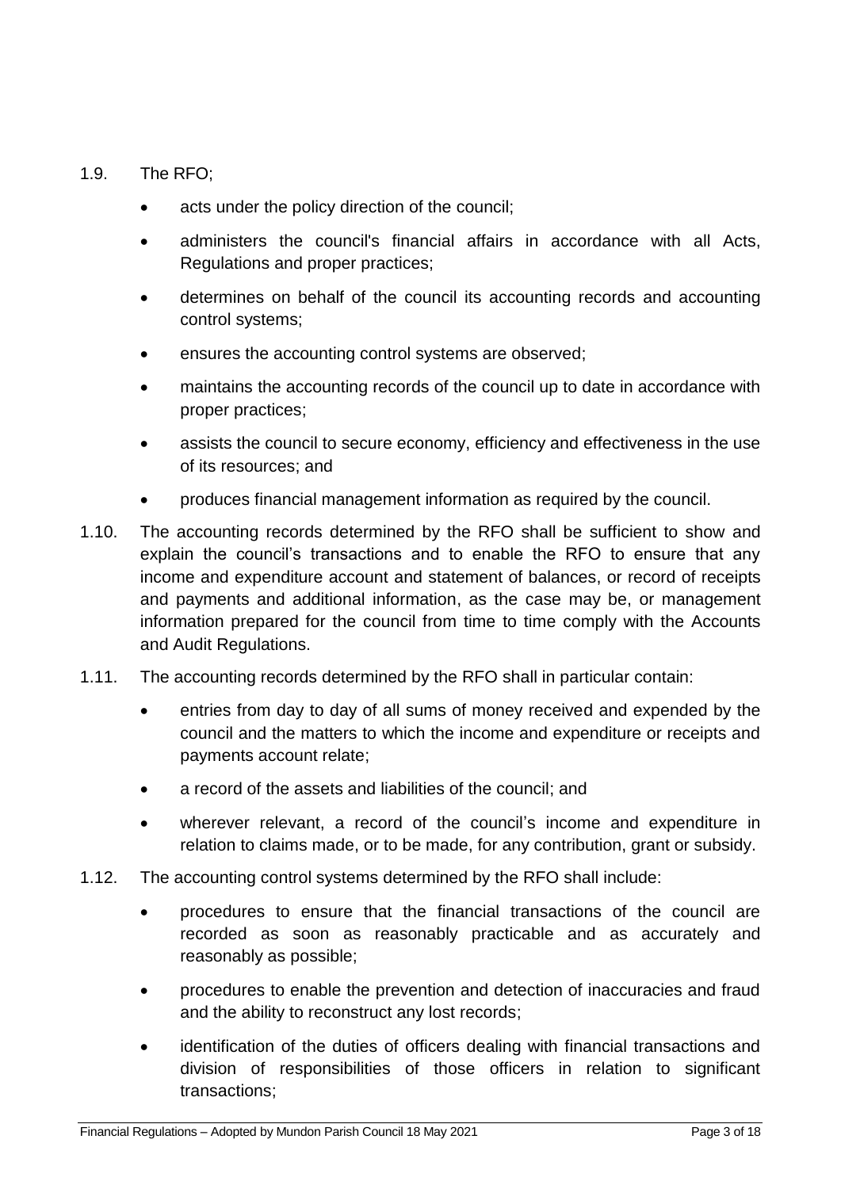1.9. The RFO;

- acts under the policy direction of the council;
- administers the council's financial affairs in accordance with all Acts, Regulations and proper practices;
- determines on behalf of the council its accounting records and accounting control systems;
- ensures the accounting control systems are observed;
- maintains the accounting records of the council up to date in accordance with proper practices;
- assists the council to secure economy, efficiency and effectiveness in the use of its resources; and
- produces financial management information as required by the council.

1.10. The accounting records determined by the RFO shall be sufficient to show and explain the council's transactions and to enable the RFO to ensure that any income and expenditure account and statement of balances, or record of receipts and payments and additional information, as the case may be, or management information prepared for the council from time to time comply with the Accounts and Audit Regulations.

1.11. The accounting records determined by the RFO shall in particular contain:

- entries from day to day of all sums of money received and expended by the council and the matters to which the income and expenditure or receipts and payments account relate;
- a record of the assets and liabilities of the council; and
- wherever relevant, a record of the council's income and expenditure in relation to claims made, or to be made, for any contribution, grant or subsidy.

1.12. The accounting control systems determined by the RFO shall include:

- procedures to ensure that the financial transactions of the council are recorded as soon as reasonably practicable and as accurately and reasonably as possible;
- procedures to enable the prevention and detection of inaccuracies and fraud and the ability to reconstruct any lost records;
- identification of the duties of officers dealing with financial transactions and division of responsibilities of those officers in relation to significant transactions;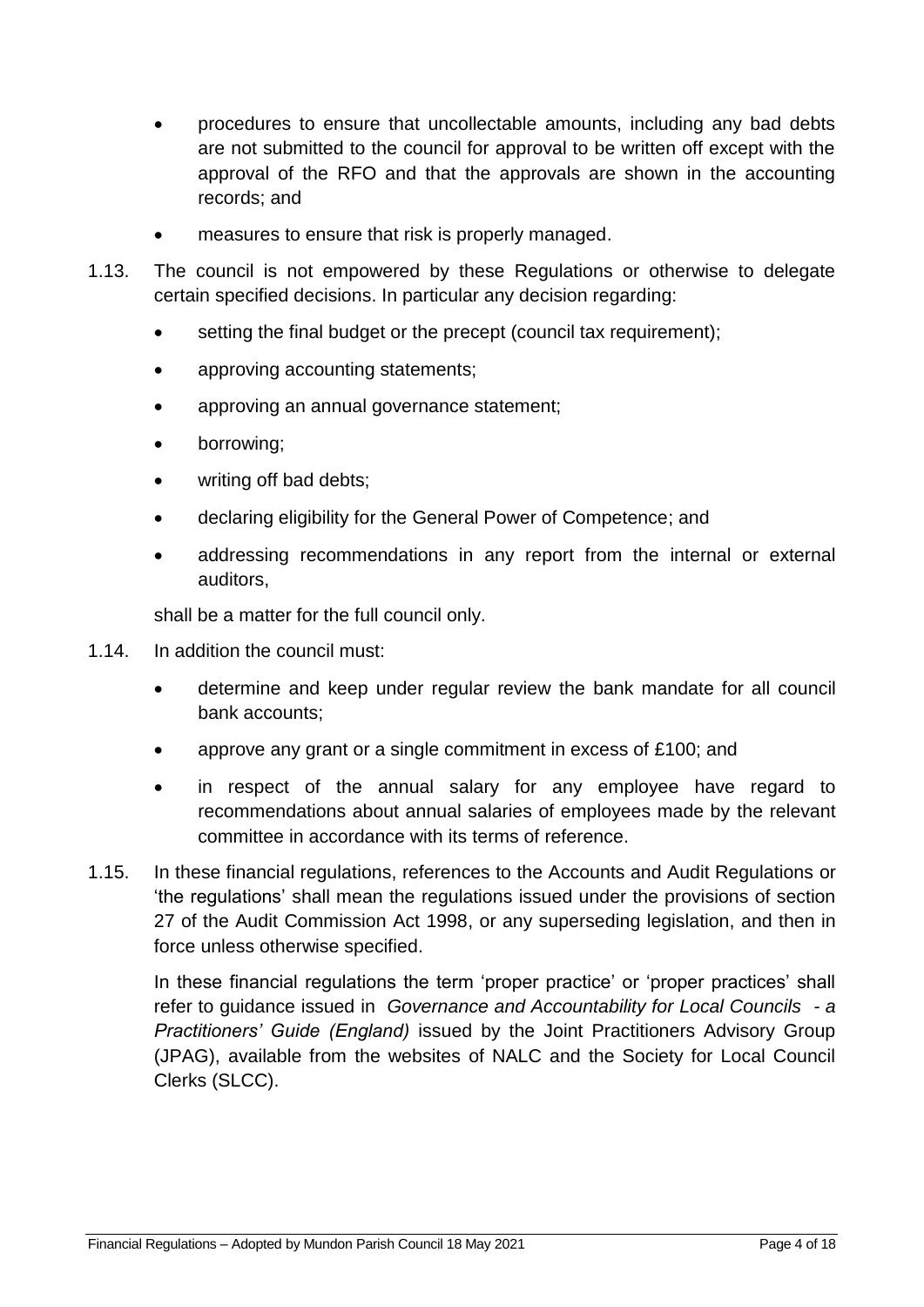- procedures to ensure that uncollectable amounts, including any bad debts are not submitted to the council for approval to be written off except with the approval of the RFO and that the approvals are shown in the accounting records; and
- measures to ensure that risk is properly managed.

1.13. The council is not empowered by these Regulations or otherwise to delegate certain specified decisions. In particular any decision regarding:

- setting the final budget or the precept (council tax requirement);
- approving accounting statements;
- approving an annual governance statement;
- borrowing;
- writing off bad debts;
- declaring eligibility for the General Power of Competence; and
- addressing recommendations in any report from the internal or external auditors,

shall be a matter for the full council only.

1.14. In addition the council must:

- determine and keep under regular review the bank mandate for all council bank accounts;
- approve any grant or a single commitment in excess of £100; and
- in respect of the annual salary for any employee have regard to recommendations about annual salaries of employees made by the relevant committee in accordance with its terms of reference.

1.15. In these financial regulations, references to the Accounts and Audit Regulations or 'the regulations' shall mean the regulations issued under the provisions of section 27 of the Audit Commission Act 1998, or any superseding legislation, and then in force unless otherwise specified.

In these financial regulations the term 'proper practice' or 'proper practices' shall refer to guidance issued in *Governance and Accountability for Local Councils - a Practitioners' Guide (England)* issued by the Joint Practitioners Advisory Group (JPAG), available from the websites of NALC and the Society for Local Council Clerks (SLCC).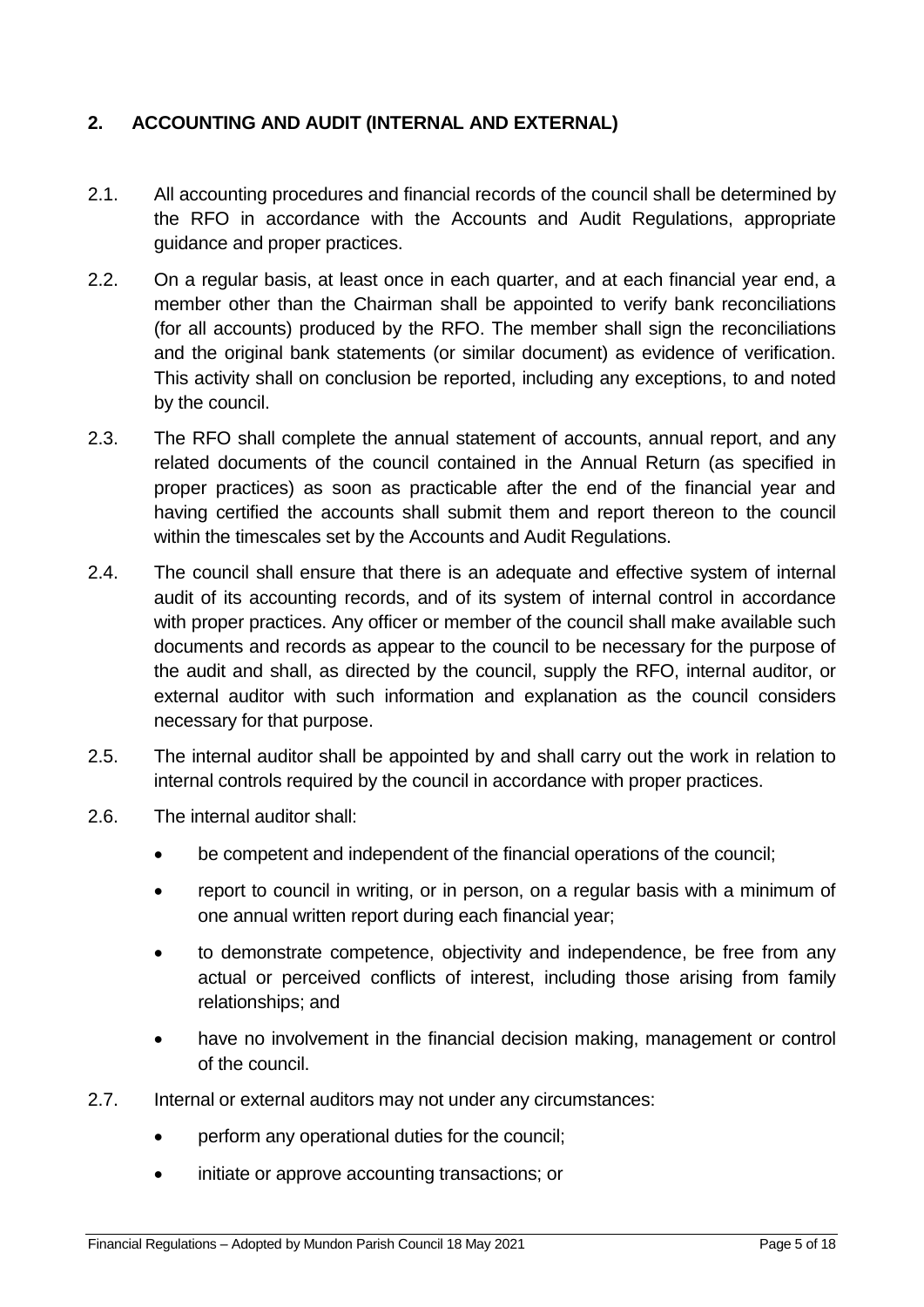## 2. ACCOUNTING AND AUDIT (INTERNAL AND EXTERNAL)

2.1. All accounting procedures and financial records of the council shall be determined by the RFO in accordance with the Accounts and Audit Regulations, appropriate guidance and proper practices.

2.2. On a regular basis, at least once in each quarter, and at each financial year end, a member other than the Chairman shall be appointed to verify bank reconciliations (for all accounts) produced by the RFO. The member shall sign the reconciliations and the original bank statements (or similar document) as evidence of verification. This activity shall on conclusion be reported, including any exceptions, to and noted by the council.

2.3. The RFO shall complete the annual statement of accounts, annual report, and any related documents of the council contained in the Annual Return (as specified in proper practices) as soon as practicable after the end of the financial year and having certified the accounts shall submit them and report thereon to the council within the timescales set by the Accounts and Audit Regulations.

2.4. The council shall ensure that there is an adequate and effective system of internal audit of its accounting records, and of its system of internal control in accordance with proper practices. Any officer or member of the council shall make available such documents and records as appear to the council to be necessary for the purpose of the audit and shall, as directed by the council, supply the RFO, internal auditor, or external auditor with such information and explanation as the council considers necessary for that purpose.

2.5. The internal auditor shall be appointed by and shall carry out the work in relation to internal controls required by the council in accordance with proper practices.

2.6. The internal auditor shall:

- be competent and independent of the financial operations of the council;
- report to council in writing, or in person, on a regular basis with a minimum of one annual written report during each financial year;
- to demonstrate competence, objectivity and independence, be free from any actual or perceived conflicts of interest, including those arising from family relationships; and
- have no involvement in the financial decision making, management or control of the council.

2.7. Internal or external auditors may not under any circumstances:

- perform any operational duties for the council;
- initiate or approve accounting transactions; or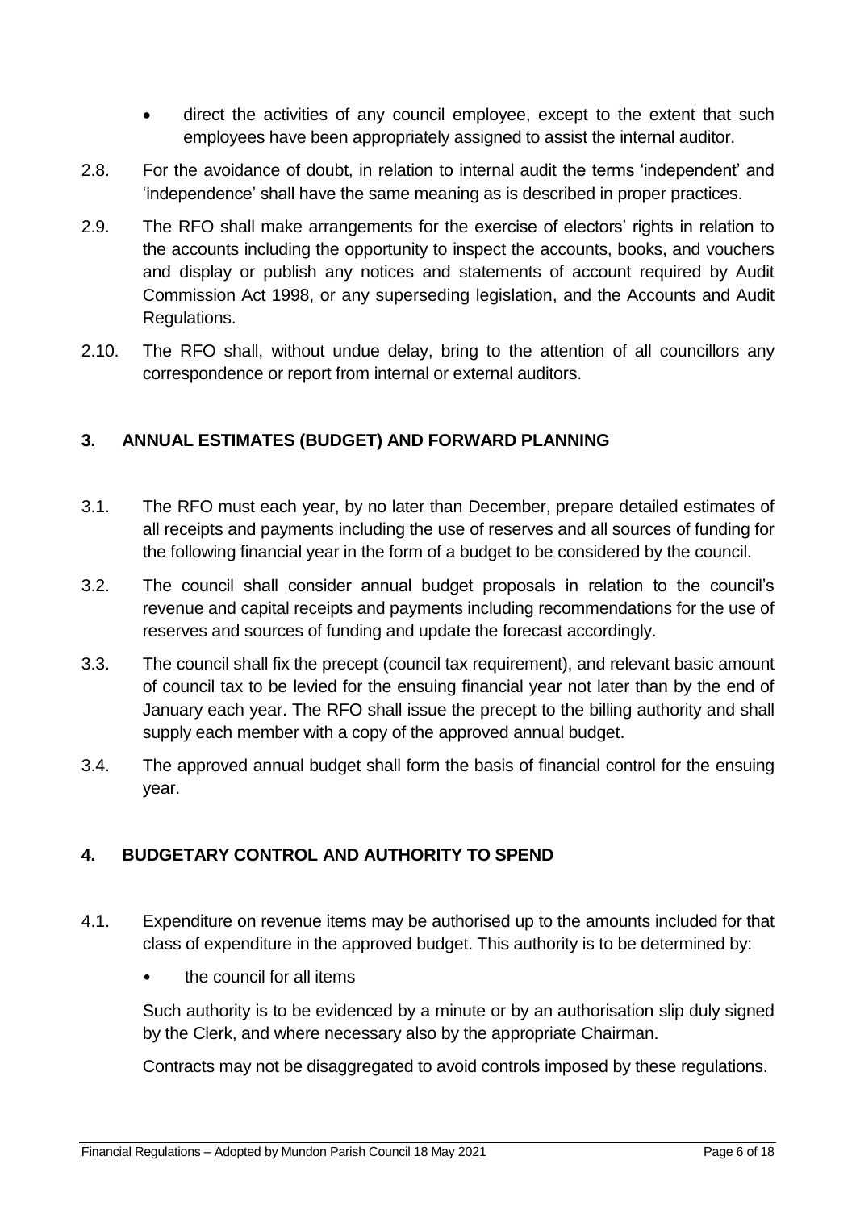- direct the activities of any council employee, except to the extent that such employees have been appropriately assigned to assist the internal auditor.

2.8. For the avoidance of doubt, in relation to internal audit the terms 'independent' and 'independence' shall have the same meaning as is described in proper practices.

2.9. The RFO shall make arrangements for the exercise of electors' rights in relation to the accounts including the opportunity to inspect the accounts, books, and vouchers and display or publish any notices and statements of account required by Audit Commission Act 1998, or any superseding legislation, and the Accounts and Audit Regulations.

2.10. The RFO shall, without undue delay, bring to the attention of all councillors any correspondence or report from internal or external auditors.

## 3. ANNUAL ESTIMATES (BUDGET) AND FORWARD PLANNING

3.1. The RFO must each year, by no later than December, prepare detailed estimates of all receipts and payments including the use of reserves and all sources of funding for the following financial year in the form of a budget to be considered by the council.

3.2. The council shall consider annual budget proposals in relation to the council's revenue and capital receipts and payments including recommendations for the use of reserves and sources of funding and update the forecast accordingly.

3.3. The council shall fix the precept (council tax requirement), and relevant basic amount of council tax to be levied for the ensuing financial year not later than by the end of January each year. The RFO shall issue the precept to the billing authority and shall supply each member with a copy of the approved annual budget.

3.4. The approved annual budget shall form the basis of financial control for the ensuing year.

## 4. BUDGETARY CONTROL AND AUTHORITY TO SPEND

4.1. Expenditure on revenue items may be authorised up to the amounts included for that class of expenditure in the approved budget. This authority is to be determined by:

- the council for all items

Such authority is to be evidenced by a minute or by an authorisation slip duly signed by the Clerk, and where necessary also by the appropriate Chairman.

Contracts may not be disaggregated to avoid controls imposed by these regulations.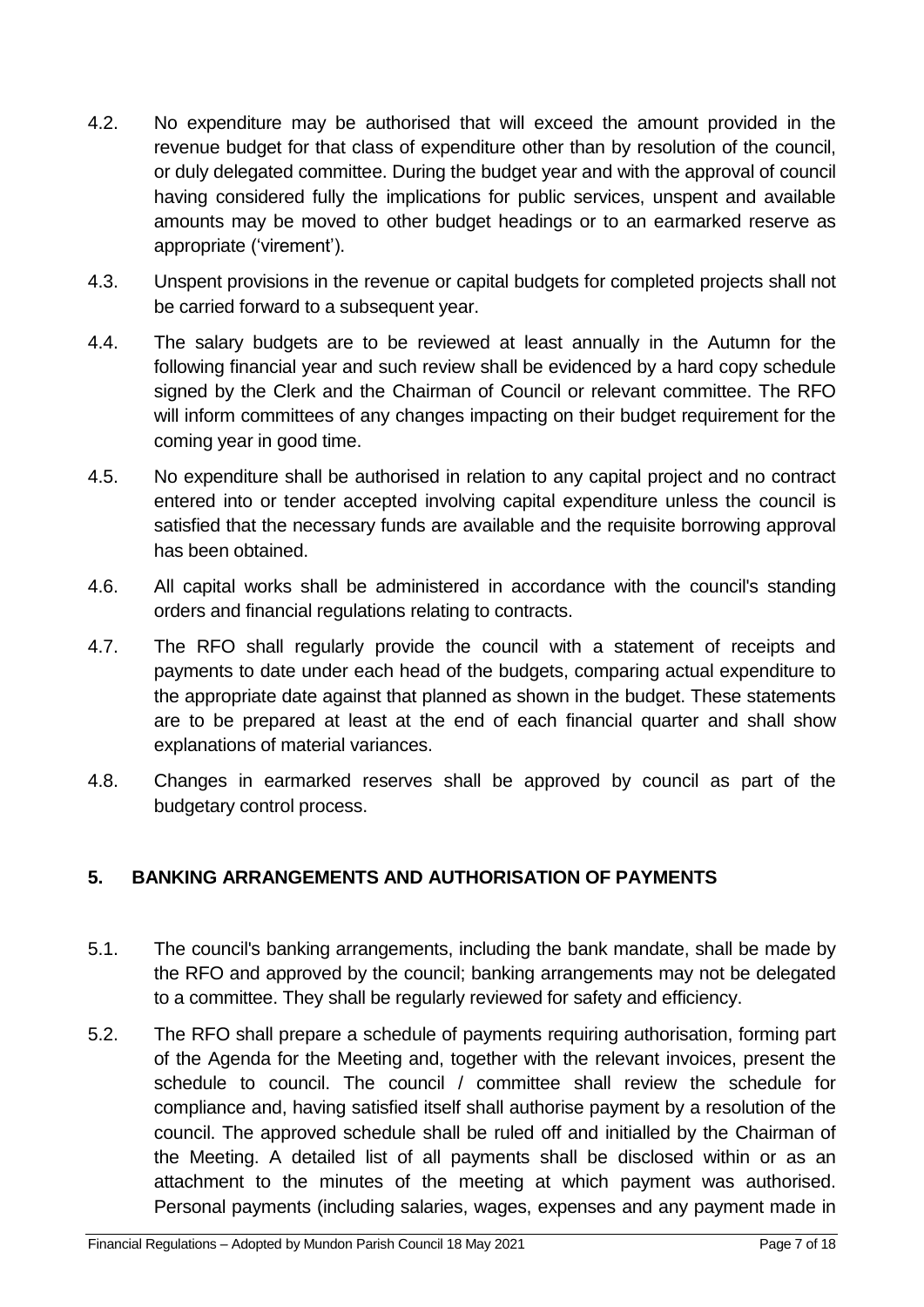4.2. No expenditure may be authorised that will exceed the amount provided in the revenue budget for that class of expenditure other than by resolution of the council, or duly delegated committee. During the budget year and with the approval of council having considered fully the implications for public services, unspent and available amounts may be moved to other budget headings or to an earmarked reserve as appropriate ('virement').

4.3. Unspent provisions in the revenue or capital budgets for completed projects shall not be carried forward to a subsequent year.

4.4. The salary budgets are to be reviewed at least annually in the Autumn for the following financial year and such review shall be evidenced by a hard copy schedule signed by the Clerk and the Chairman of Council or relevant committee. The RFO will inform committees of any changes impacting on their budget requirement for the coming year in good time.

4.5. No expenditure shall be authorised in relation to any capital project and no contract entered into or tender accepted involving capital expenditure unless the council is satisfied that the necessary funds are available and the requisite borrowing approval has been obtained.

4.6. All capital works shall be administered in accordance with the council's standing orders and financial regulations relating to contracts.

4.7. The RFO shall regularly provide the council with a statement of receipts and payments to date under each head of the budgets, comparing actual expenditure to the appropriate date against that planned as shown in the budget. These statements are to be prepared at least at the end of each financial quarter and shall show explanations of material variances.

4.8. Changes in earmarked reserves shall be approved by council as part of the budgetary control process.

## 5. BANKING ARRANGEMENTS AND AUTHORISATION OF PAYMENTS

5.1. The council's banking arrangements, including the bank mandate, shall be made by the RFO and approved by the council; banking arrangements may not be delegated to a committee. They shall be regularly reviewed for safety and efficiency.

5.2. The RFO shall prepare a schedule of payments requiring authorisation, forming part of the Agenda for the Meeting and, together with the relevant invoices, present the schedule to council. The council / committee shall review the schedule for compliance and, having satisfied itself shall authorise payment by a resolution of the council. The approved schedule shall be ruled off and initialled by the Chairman of the Meeting. A detailed list of all payments shall be disclosed within or as an attachment to the minutes of the meeting at which payment was authorised. Personal payments (including salaries, wages, expenses and any payment made in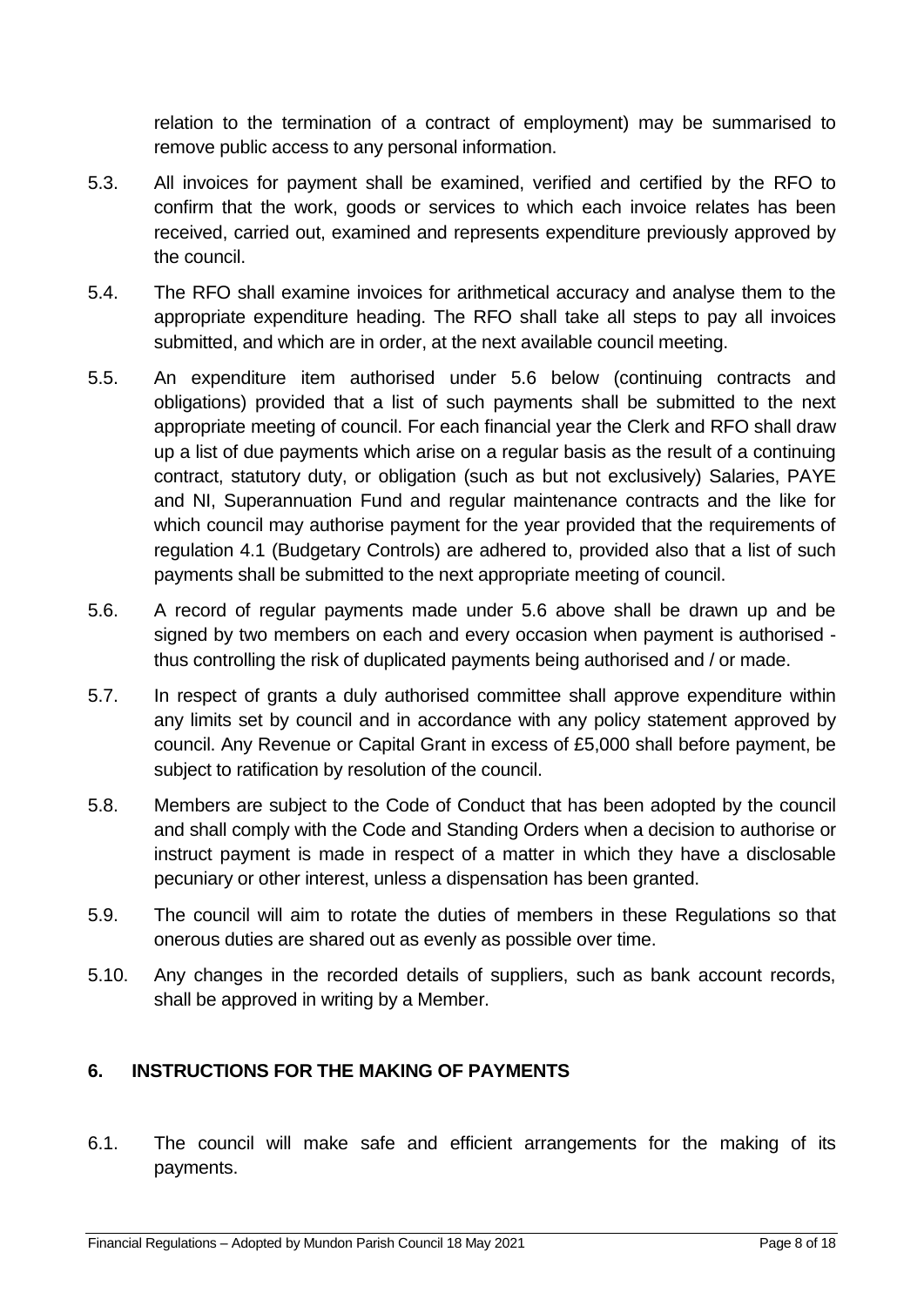relation to the termination of a contract of employment) may be summarised to remove public access to any personal information.

5.3. All invoices for payment shall be examined, verified and certified by the RFO to confirm that the work, goods or services to which each invoice relates has been received, carried out, examined and represents expenditure previously approved by the council.

5.4. The RFO shall examine invoices for arithmetical accuracy and analyse them to the appropriate expenditure heading. The RFO shall take all steps to pay all invoices submitted, and which are in order, at the next available council meeting.

5.5. An expenditure item authorised under 5.6 below (continuing contracts and obligations) provided that a list of such payments shall be submitted to the next appropriate meeting of council. For each financial year the Clerk and RFO shall draw up a list of due payments which arise on a regular basis as the result of a continuing contract, statutory duty, or obligation (such as but not exclusively) Salaries, PAYE and NI, Superannuation Fund and regular maintenance contracts and the like for which council may authorise payment for the year provided that the requirements of regulation 4.1 (Budgetary Controls) are adhered to, provided also that a list of such payments shall be submitted to the next appropriate meeting of council.

5.6. A record of regular payments made under 5.6 above shall be drawn up and be signed by two members on each and every occasion when payment is authorised - thus controlling the risk of duplicated payments being authorised and / or made.

5.7. In respect of grants a duly authorised committee shall approve expenditure within any limits set by council and in accordance with any policy statement approved by council. Any Revenue or Capital Grant in excess of £5,000 shall before payment, be subject to ratification by resolution of the council.

5.8. Members are subject to the Code of Conduct that has been adopted by the council and shall comply with the Code and Standing Orders when a decision to authorise or instruct payment is made in respect of a matter in which they have a disclosable pecuniary or other interest, unless a dispensation has been granted.

5.9. The council will aim to rotate the duties of members in these Regulations so that onerous duties are shared out as evenly as possible over time.

5.10. Any changes in the recorded details of suppliers, such as bank account records, shall be approved in writing by a Member.

## 6. INSTRUCTIONS FOR THE MAKING OF PAYMENTS

6.1. The council will make safe and efficient arrangements for the making of its payments.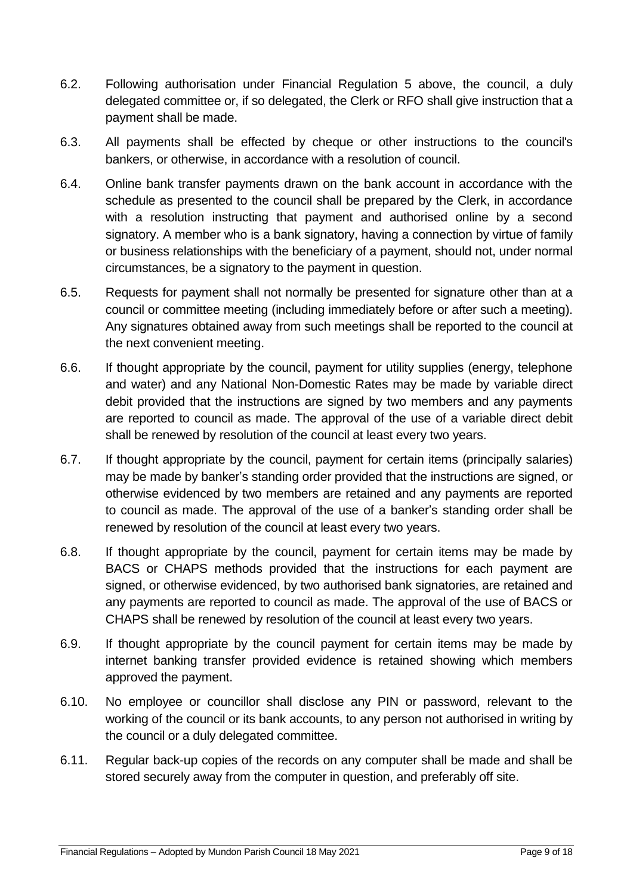6.2. Following authorisation under Financial Regulation 5 above, the council, a duly delegated committee or, if so delegated, the Clerk or RFO shall give instruction that a payment shall be made.

6.3. All payments shall be effected by cheque or other instructions to the council's bankers, or otherwise, in accordance with a resolution of council.

6.4. Online bank transfer payments drawn on the bank account in accordance with the schedule as presented to the council shall be prepared by the Clerk, in accordance with a resolution instructing that payment and authorised online by a second signatory. A member who is a bank signatory, having a connection by virtue of family or business relationships with the beneficiary of a payment, should not, under normal circumstances, be a signatory to the payment in question.

6.5. Requests for payment shall not normally be presented for signature other than at a council or committee meeting (including immediately before or after such a meeting). Any signatures obtained away from such meetings shall be reported to the council at the next convenient meeting.

6.6. If thought appropriate by the council, payment for utility supplies (energy, telephone and water) and any National Non-Domestic Rates may be made by variable direct debit provided that the instructions are signed by two members and any payments are reported to council as made. The approval of the use of a variable direct debit shall be renewed by resolution of the council at least every two years.

6.7. If thought appropriate by the council, payment for certain items (principally salaries) may be made by banker's standing order provided that the instructions are signed, or otherwise evidenced by two members are retained and any payments are reported to council as made. The approval of the use of a banker's standing order shall be renewed by resolution of the council at least every two years.

6.8. If thought appropriate by the council, payment for certain items may be made by BACS or CHAPS methods provided that the instructions for each payment are signed, or otherwise evidenced, by two authorised bank signatories, are retained and any payments are reported to council as made. The approval of the use of BACS or CHAPS shall be renewed by resolution of the council at least every two years.

6.9. If thought appropriate by the council payment for certain items may be made by internet banking transfer provided evidence is retained showing which members approved the payment.

6.10. No employee or councillor shall disclose any PIN or password, relevant to the working of the council or its bank accounts, to any person not authorised in writing by the council or a duly delegated committee.

6.11. Regular back-up copies of the records on any computer shall be made and shall be stored securely away from the computer in question, and preferably off site.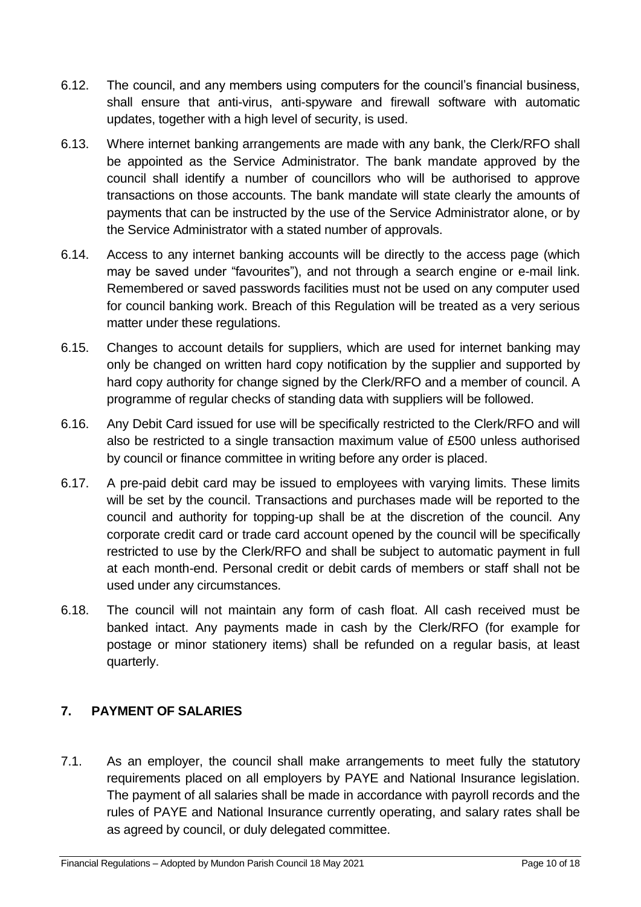6.12. The council, and any members using computers for the council's financial business, shall ensure that anti-virus, anti-spyware and firewall software with automatic updates, together with a high level of security, is used.

6.13. Where internet banking arrangements are made with any bank, the Clerk/RFO shall be appointed as the Service Administrator. The bank mandate approved by the council shall identify a number of councillors who will be authorised to approve transactions on those accounts. The bank mandate will state clearly the amounts of payments that can be instructed by the use of the Service Administrator alone, or by the Service Administrator with a stated number of approvals.

6.14. Access to any internet banking accounts will be directly to the access page (which may be saved under "favourites"), and not through a search engine or e-mail link. Remembered or saved passwords facilities must not be used on any computer used for council banking work. Breach of this Regulation will be treated as a very serious matter under these regulations.

6.15. Changes to account details for suppliers, which are used for internet banking may only be changed on written hard copy notification by the supplier and supported by hard copy authority for change signed by the Clerk/RFO and a member of council. A programme of regular checks of standing data with suppliers will be followed.

6.16. Any Debit Card issued for use will be specifically restricted to the Clerk/RFO and will also be restricted to a single transaction maximum value of £500 unless authorised by council or finance committee in writing before any order is placed.

6.17. A pre-paid debit card may be issued to employees with varying limits. These limits will be set by the council. Transactions and purchases made will be reported to the council and authority for topping-up shall be at the discretion of the council. Any corporate credit card or trade card account opened by the council will be specifically restricted to use by the Clerk/RFO and shall be subject to automatic payment in full at each month-end. Personal credit or debit cards of members or staff shall not be used under any circumstances.

6.18. The council will not maintain any form of cash float. All cash received must be banked intact. Any payments made in cash by the Clerk/RFO (for example for postage or minor stationery items) shall be refunded on a regular basis, at least quarterly.

## 7. PAYMENT OF SALARIES

7.1. As an employer, the council shall make arrangements to meet fully the statutory requirements placed on all employers by PAYE and National Insurance legislation. The payment of all salaries shall be made in accordance with payroll records and the rules of PAYE and National Insurance currently operating, and salary rates shall be as agreed by council, or duly delegated committee.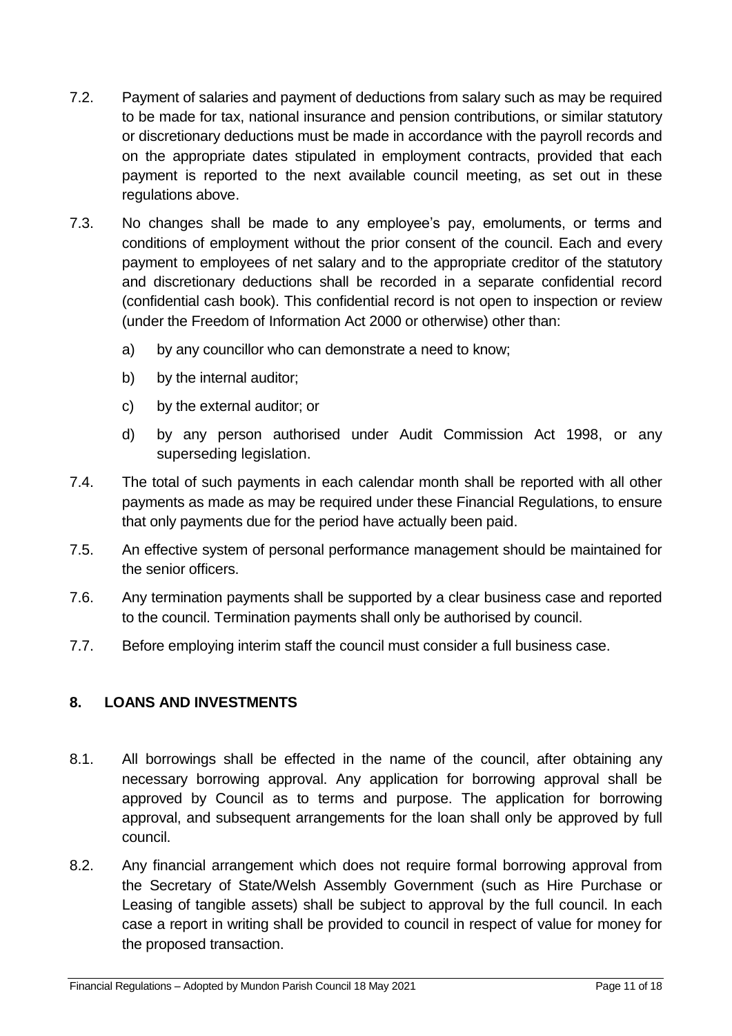7.2. Payment of salaries and payment of deductions from salary such as may be required to be made for tax, national insurance and pension contributions, or similar statutory or discretionary deductions must be made in accordance with the payroll records and on the appropriate dates stipulated in employment contracts, provided that each payment is reported to the next available council meeting, as set out in these regulations above.

7.3. No changes shall be made to any employee's pay, emoluments, or terms and conditions of employment without the prior consent of the council. Each and every payment to employees of net salary and to the appropriate creditor of the statutory and discretionary deductions shall be recorded in a separate confidential record (confidential cash book). This confidential record is not open to inspection or review (under the Freedom of Information Act 2000 or otherwise) other than:

a) by any councillor who can demonstrate a need to know;

b) by the internal auditor;

c) by the external auditor; or

d) by any person authorised under Audit Commission Act 1998, or any superseding legislation.

7.4. The total of such payments in each calendar month shall be reported with all other payments as made as may be required under these Financial Regulations, to ensure that only payments due for the period have actually been paid.

7.5. An effective system of personal performance management should be maintained for the senior officers.

7.6. Any termination payments shall be supported by a clear business case and reported to the council. Termination payments shall only be authorised by council.

7.7. Before employing interim staff the council must consider a full business case.

## 8. LOANS AND INVESTMENTS

8.1. All borrowings shall be effected in the name of the council, after obtaining any necessary borrowing approval. Any application for borrowing approval shall be approved by Council as to terms and purpose. The application for borrowing approval, and subsequent arrangements for the loan shall only be approved by full council.

8.2. Any financial arrangement which does not require formal borrowing approval from the Secretary of State/Welsh Assembly Government (such as Hire Purchase or Leasing of tangible assets) shall be subject to approval by the full council. In each case a report in writing shall be provided to council in respect of value for money for the proposed transaction.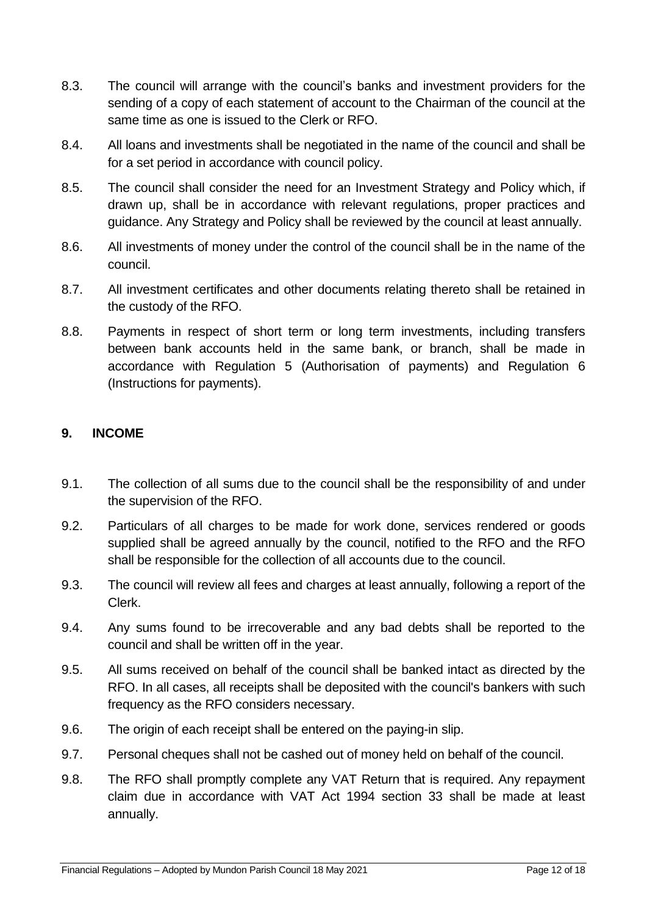8.3. The council will arrange with the council's banks and investment providers for the sending of a copy of each statement of account to the Chairman of the council at the same time as one is issued to the Clerk or RFO.

8.4. All loans and investments shall be negotiated in the name of the council and shall be for a set period in accordance with council policy.

8.5. The council shall consider the need for an Investment Strategy and Policy which, if drawn up, shall be in accordance with relevant regulations, proper practices and guidance. Any Strategy and Policy shall be reviewed by the council at least annually.

8.6. All investments of money under the control of the council shall be in the name of the council.

8.7. All investment certificates and other documents relating thereto shall be retained in the custody of the RFO.

8.8. Payments in respect of short term or long term investments, including transfers between bank accounts held in the same bank, or branch, shall be made in accordance with Regulation 5 (Authorisation of payments) and Regulation 6 (Instructions for payments).

## 9. INCOME

9.1. The collection of all sums due to the council shall be the responsibility of and under the supervision of the RFO.

9.2. Particulars of all charges to be made for work done, services rendered or goods supplied shall be agreed annually by the council, notified to the RFO and the RFO shall be responsible for the collection of all accounts due to the council.

9.3. The council will review all fees and charges at least annually, following a report of the Clerk.

9.4. Any sums found to be irrecoverable and any bad debts shall be reported to the council and shall be written off in the year.

9.5. All sums received on behalf of the council shall be banked intact as directed by the RFO. In all cases, all receipts shall be deposited with the council's bankers with such frequency as the RFO considers necessary.

9.6. The origin of each receipt shall be entered on the paying-in slip.

9.7. Personal cheques shall not be cashed out of money held on behalf of the council.

9.8. The RFO shall promptly complete any VAT Return that is required. Any repayment claim due in accordance with VAT Act 1994 section 33 shall be made at least annually.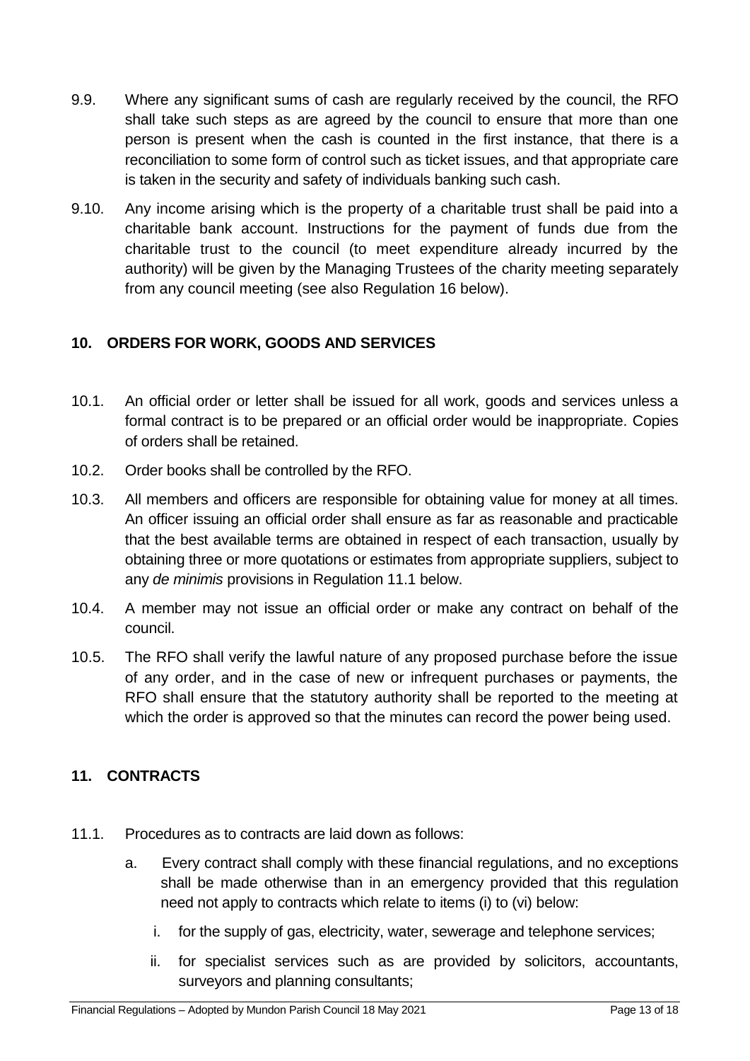9.9. Where any significant sums of cash are regularly received by the council, the RFO shall take such steps as are agreed by the council to ensure that more than one person is present when the cash is counted in the first instance, that there is a reconciliation to some form of control such as ticket issues, and that appropriate care is taken in the security and safety of individuals banking such cash.

9.10. Any income arising which is the property of a charitable trust shall be paid into a charitable bank account. Instructions for the payment of funds due from the charitable trust to the council (to meet expenditure already incurred by the authority) will be given by the Managing Trustees of the charity meeting separately from any council meeting (see also Regulation 16 below).

## 10. ORDERS FOR WORK, GOODS AND SERVICES

10.1. An official order or letter shall be issued for all work, goods and services unless a formal contract is to be prepared or an official order would be inappropriate. Copies of orders shall be retained.

10.2. Order books shall be controlled by the RFO.

10.3. All members and officers are responsible for obtaining value for money at all times. An officer issuing an official order shall ensure as far as reasonable and practicable that the best available terms are obtained in respect of each transaction, usually by obtaining three or more quotations or estimates from appropriate suppliers, subject to any *de minimis* provisions in Regulation 11.1 below.

10.4. A member may not issue an official order or make any contract on behalf of the council.

10.5. The RFO shall verify the lawful nature of any proposed purchase before the issue of any order, and in the case of new or infrequent purchases or payments, the RFO shall ensure that the statutory authority shall be reported to the meeting at which the order is approved so that the minutes can record the power being used.

## 11. CONTRACTS

11.1. Procedures as to contracts are laid down as follows:

a. Every contract shall comply with these financial regulations, and no exceptions shall be made otherwise than in an emergency provided that this regulation need not apply to contracts which relate to items (i) to (vi) below:

   i. for the supply of gas, electricity, water, sewerage and telephone services;

   ii. for specialist services such as are provided by solicitors, accountants, surveyors and planning consultants;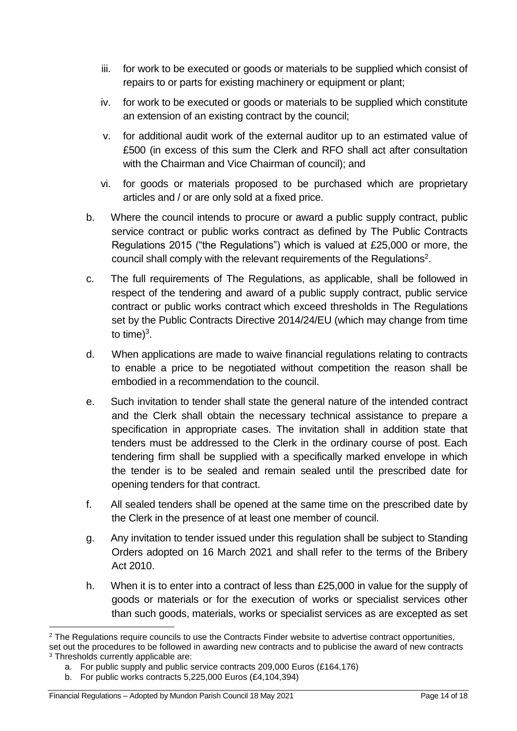iii. for work to be executed or goods or materials to be supplied which consist of repairs to or parts for existing machinery or equipment or plant;

iv. for work to be executed or goods or materials to be supplied which constitute an extension of an existing contract by the council;

v. for additional audit work of the external auditor up to an estimated value of £500 (in excess of this sum the Clerk and RFO shall act after consultation with the Chairman and Vice Chairman of council); and

vi. for goods or materials proposed to be purchased which are proprietary articles and / or are only sold at a fixed price.

b. Where the council intends to procure or award a public supply contract, public service contract or public works contract as defined by The Public Contracts Regulations 2015 ("the Regulations") which is valued at £25,000 or more, the council shall comply with the relevant requirements of the Regulations[2].

c. The full requirements of The Regulations, as applicable, shall be followed in respect of the tendering and award of a public supply contract, public service contract or public works contract which exceed thresholds in The Regulations set by the Public Contracts Directive 2014/24/EU (which may change from time to time)[3].

d. When applications are made to waive financial regulations relating to contracts to enable a price to be negotiated without competition the reason shall be embodied in a recommendation to the council.

e. Such invitation to tender shall state the general nature of the intended contract and the Clerk shall obtain the necessary technical assistance to prepare a specification in appropriate cases. The invitation shall in addition state that tenders must be addressed to the Clerk in the ordinary course of post. Each tendering firm shall be supplied with a specifically marked envelope in which the tender is to be sealed and remain sealed until the prescribed date for opening tenders for that contract.

f. All sealed tenders shall be opened at the same time on the prescribed date by the Clerk in the presence of at least one member of council.

g. Any invitation to tender issued under this regulation shall be subject to Standing Orders adopted on 16 March 2021 and shall refer to the terms of the Bribery Act 2010.

h. When it is to enter into a contract of less than £25,000 in value for the supply of goods or materials or for the execution of works or specialist services other than such goods, materials, works or specialist services as are excepted as set

---

[2] The Regulations require councils to use the Contracts Finder website to advertise contract opportunities, set out the procedures to be followed in awarding new contracts and to publicise the award of new contracts

[3] Thresholds currently applicable are:

a. For public supply and public service contracts 209,000 Euros (£164,176)

b. For public works contracts 5,225,000 Euros (£4,104,394)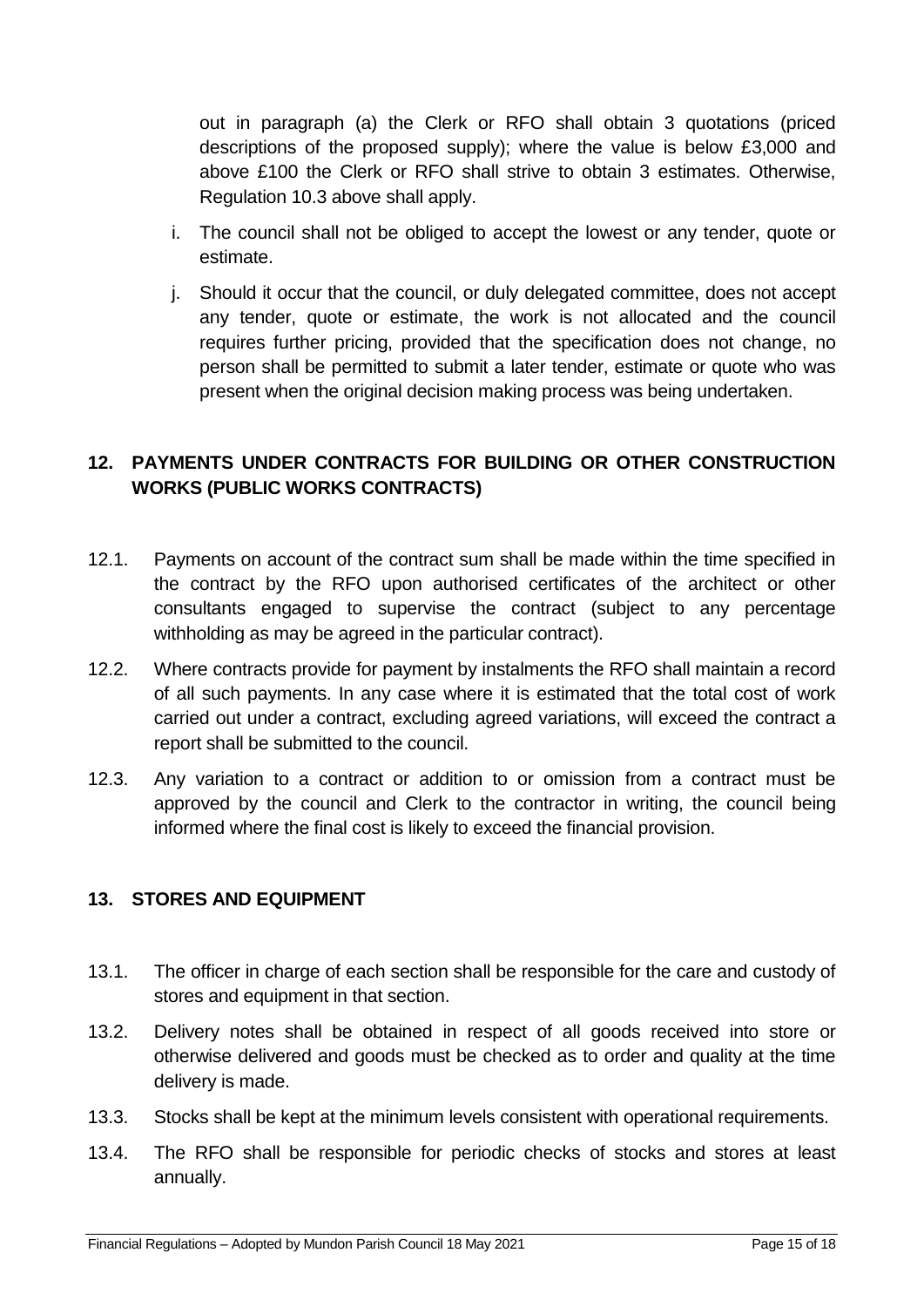out in paragraph (a) the Clerk or RFO shall obtain 3 quotations (priced descriptions of the proposed supply); where the value is below £3,000 and above £100 the Clerk or RFO shall strive to obtain 3 estimates. Otherwise, Regulation 10.3 above shall apply.

i. The council shall not be obliged to accept the lowest or any tender, quote or estimate.

j. Should it occur that the council, or duly delegated committee, does not accept any tender, quote or estimate, the work is not allocated and the council requires further pricing, provided that the specification does not change, no person shall be permitted to submit a later tender, estimate or quote who was present when the original decision making process was being undertaken.

## 12. PAYMENTS UNDER CONTRACTS FOR BUILDING OR OTHER CONSTRUCTION WORKS (PUBLIC WORKS CONTRACTS)

12.1. Payments on account of the contract sum shall be made within the time specified in the contract by the RFO upon authorised certificates of the architect or other consultants engaged to supervise the contract (subject to any percentage withholding as may be agreed in the particular contract).

12.2. Where contracts provide for payment by instalments the RFO shall maintain a record of all such payments. In any case where it is estimated that the total cost of work carried out under a contract, excluding agreed variations, will exceed the contract a report shall be submitted to the council.

12.3. Any variation to a contract or addition to or omission from a contract must be approved by the council and Clerk to the contractor in writing, the council being informed where the final cost is likely to exceed the financial provision.

## 13. STORES AND EQUIPMENT

13.1. The officer in charge of each section shall be responsible for the care and custody of stores and equipment in that section.

13.2. Delivery notes shall be obtained in respect of all goods received into store or otherwise delivered and goods must be checked as to order and quality at the time delivery is made.

13.3. Stocks shall be kept at the minimum levels consistent with operational requirements.

13.4. The RFO shall be responsible for periodic checks of stocks and stores at least annually.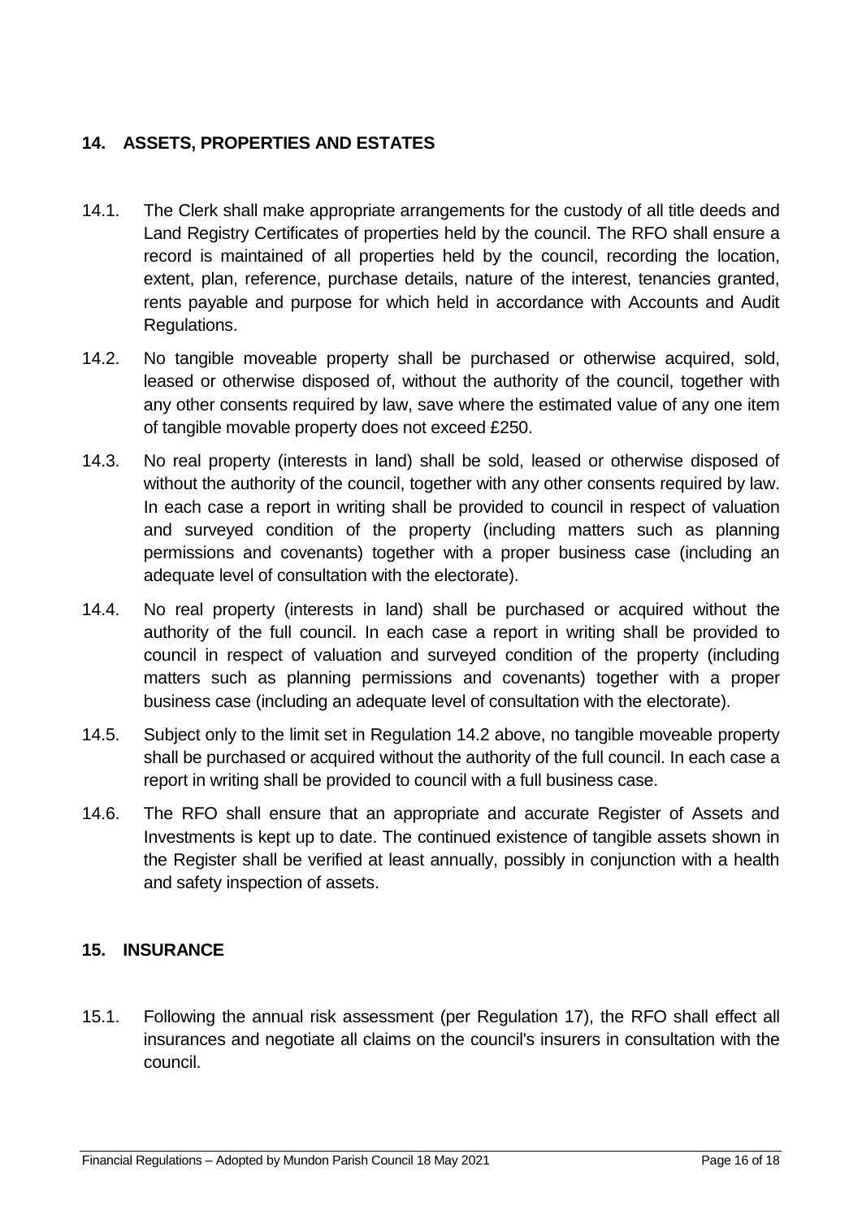## 14. ASSETS, PROPERTIES AND ESTATES

14.1. The Clerk shall make appropriate arrangements for the custody of all title deeds and Land Registry Certificates of properties held by the council. The RFO shall ensure a record is maintained of all properties held by the council, recording the location, extent, plan, reference, purchase details, nature of the interest, tenancies granted, rents payable and purpose for which held in accordance with Accounts and Audit Regulations.

14.2. No tangible moveable property shall be purchased or otherwise acquired, sold, leased or otherwise disposed of, without the authority of the council, together with any other consents required by law, save where the estimated value of any one item of tangible movable property does not exceed £250.

14.3. No real property (interests in land) shall be sold, leased or otherwise disposed of without the authority of the council, together with any other consents required by law. In each case a report in writing shall be provided to council in respect of valuation and surveyed condition of the property (including matters such as planning permissions and covenants) together with a proper business case (including an adequate level of consultation with the electorate).

14.4. No real property (interests in land) shall be purchased or acquired without the authority of the full council. In each case a report in writing shall be provided to council in respect of valuation and surveyed condition of the property (including matters such as planning permissions and covenants) together with a proper business case (including an adequate level of consultation with the electorate).

14.5. Subject only to the limit set in Regulation 14.2 above, no tangible moveable property shall be purchased or acquired without the authority of the full council. In each case a report in writing shall be provided to council with a full business case.

14.6. The RFO shall ensure that an appropriate and accurate Register of Assets and Investments is kept up to date. The continued existence of tangible assets shown in the Register shall be verified at least annually, possibly in conjunction with a health and safety inspection of assets.

## 15. INSURANCE

15.1. Following the annual risk assessment (per Regulation 17), the RFO shall effect all insurances and negotiate all claims on the council's insurers in consultation with the council.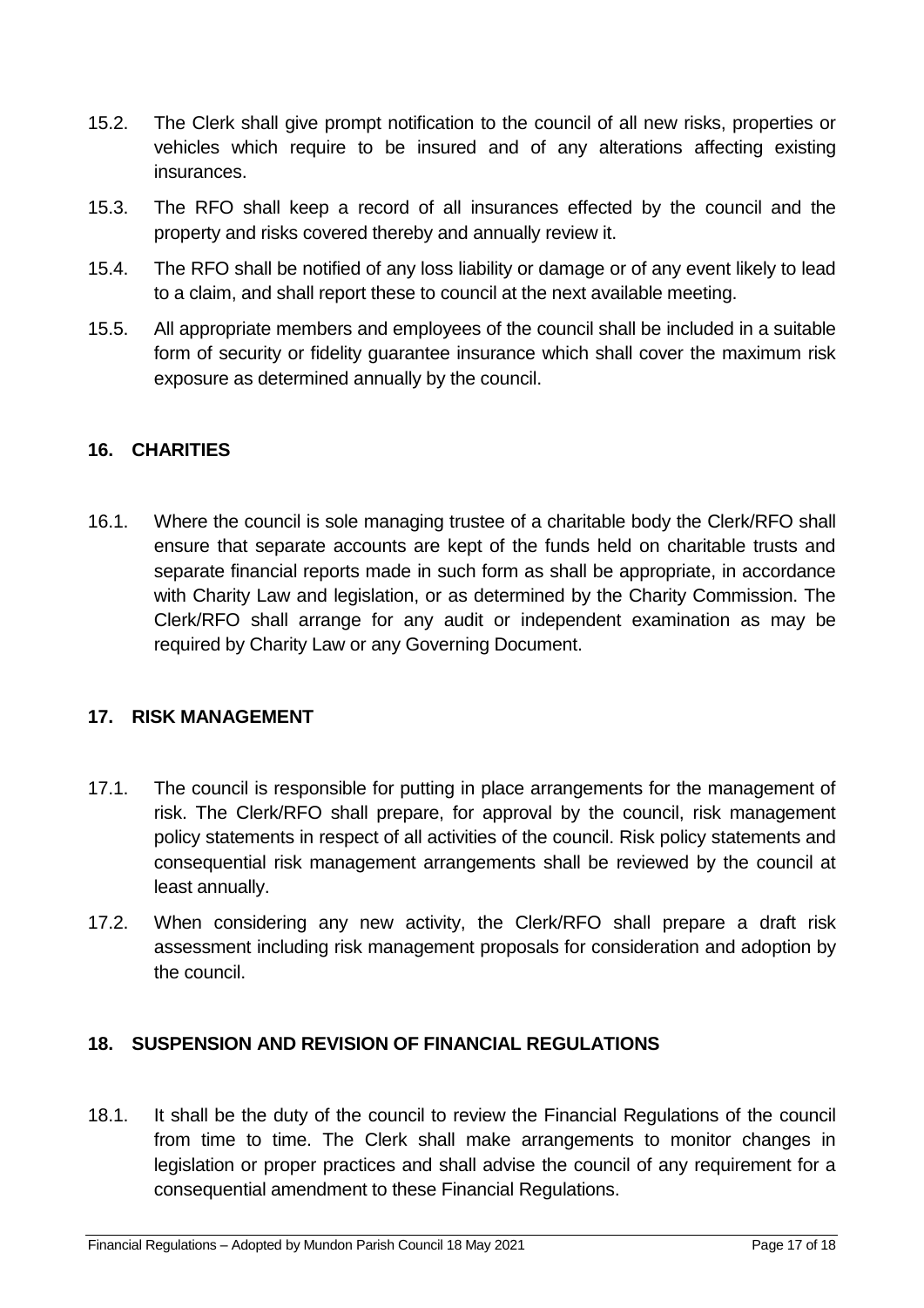15.2. The Clerk shall give prompt notification to the council of all new risks, properties or vehicles which require to be insured and of any alterations affecting existing insurances.

15.3. The RFO shall keep a record of all insurances effected by the council and the property and risks covered thereby and annually review it.

15.4. The RFO shall be notified of any loss liability or damage or of any event likely to lead to a claim, and shall report these to council at the next available meeting.

15.5. All appropriate members and employees of the council shall be included in a suitable form of security or fidelity guarantee insurance which shall cover the maximum risk exposure as determined annually by the council.

## 16. CHARITIES

16.1. Where the council is sole managing trustee of a charitable body the Clerk/RFO shall ensure that separate accounts are kept of the funds held on charitable trusts and separate financial reports made in such form as shall be appropriate, in accordance with Charity Law and legislation, or as determined by the Charity Commission. The Clerk/RFO shall arrange for any audit or independent examination as may be required by Charity Law or any Governing Document.

## 17. RISK MANAGEMENT

17.1. The council is responsible for putting in place arrangements for the management of risk. The Clerk/RFO shall prepare, for approval by the council, risk management policy statements in respect of all activities of the council. Risk policy statements and consequential risk management arrangements shall be reviewed by the council at least annually.

17.2. When considering any new activity, the Clerk/RFO shall prepare a draft risk assessment including risk management proposals for consideration and adoption by the council.

## 18. SUSPENSION AND REVISION OF FINANCIAL REGULATIONS

18.1. It shall be the duty of the council to review the Financial Regulations of the council from time to time. The Clerk shall make arrangements to monitor changes in legislation or proper practices and shall advise the council of any requirement for a consequential amendment to these Financial Regulations.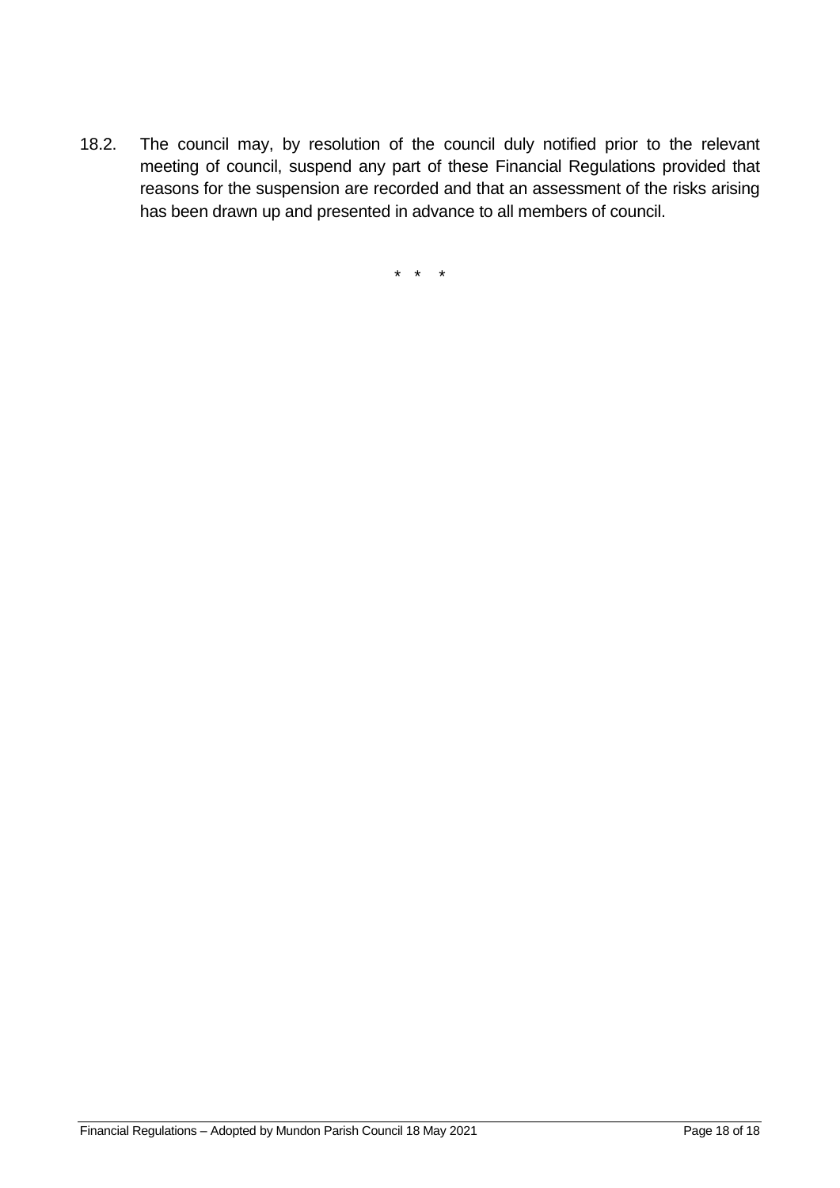18.2. The council may, by resolution of the council duly notified prior to the relevant meeting of council, suspend any part of these Financial Regulations provided that reasons for the suspension are recorded and that an assessment of the risks arising has been drawn up and presented in advance to all members of council.

\* \* \*